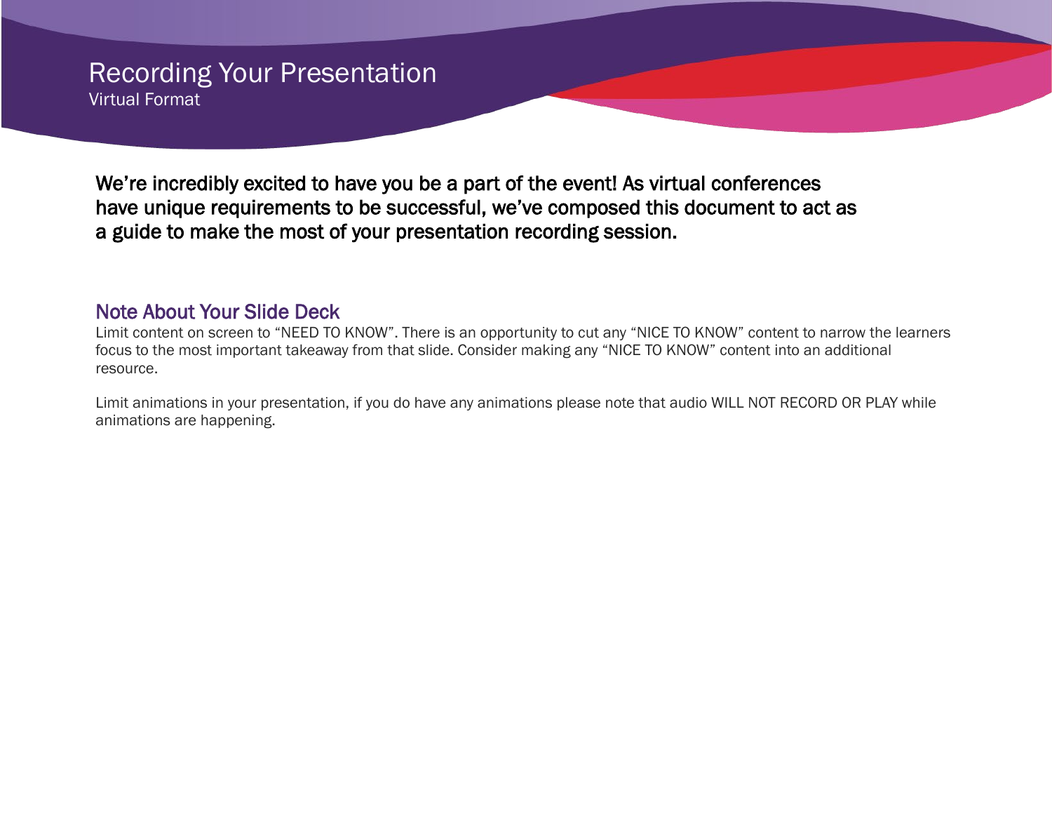# Recording Your Presentation

## Virtual Format

**We're incredibly excited to have you be a part of the event! As virtual conferences have unique requirements to be successful, we've composed this document to act as a guide to make the most of your presentation recording session.**

### Note About Your Slide Deck

Limit content on screen to "NEED TO KNOW". There is an opportunity to cut any "NICE TO KNOW" content to narrow the learners focus to the most important takeaway from that slide. Consider making any "NICE TO KNOW" content into an additional resource.

Limit animations in your presentation, if you do have any animations please note that audio WILL NOT RECORD OR PLAY while animations are happening.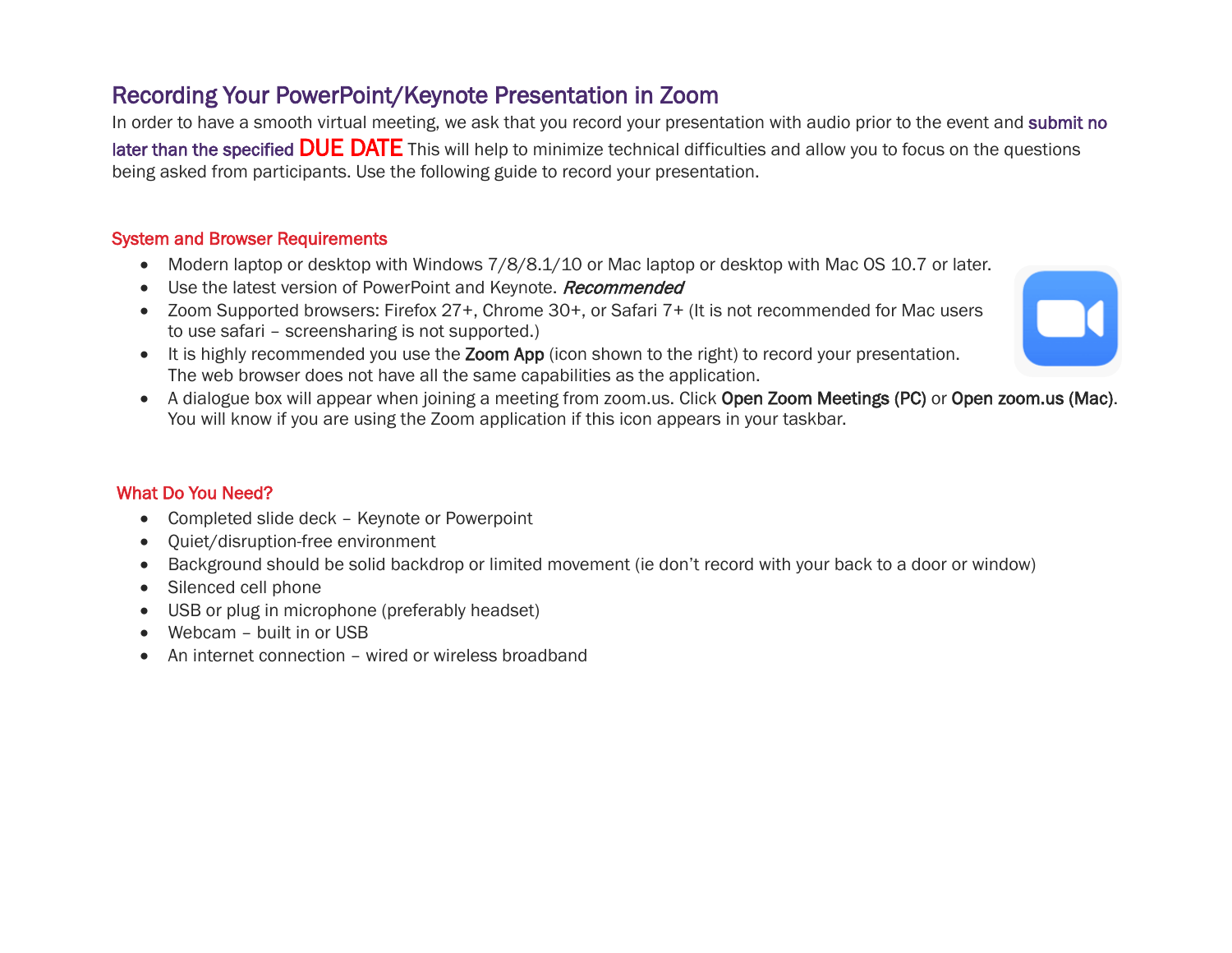# Recording Your PowerPoint/Keynote Presentation in Zoom

In order to have a smooth virtual meeting, we ask that you record your presentation with audio prior to the event and **submit no later than the specified DUE DATE** This will help to minimize technical difficulties and allow you to focus on the questions being asked from participants. Use the following guide to record your presentation.

## System and Browser Requirements

- Modern laptop or desktop with Windows 7/8/8.1/10 or Mac laptop or desktop with Mac OS 10.7 or later.
- Use the latest version of PowerPoint and Keynote. ***Recommended***
- Zoom Supported browsers: Firefox 27+, Chrome 30+, or Safari 7+ (It is not recommended for Mac users to use safari – screensharing is not supported.)
- It is highly recommended you use the **Zoom App** (icon shown to the right) to record your presentation. The web browser does not have all the same capabilities as the application.
- A dialogue box will appear when joining a meeting from zoom.us. Click **Open Zoom Meetings (PC)** or **Open zoom.us (Mac)**. You will know if you are using the Zoom application if this icon appears in your taskbar.

## What Do You Need?

- Completed slide deck – Keynote or Powerpoint
- Quiet/disruption-free environment
- Background should be solid backdrop or limited movement (ie don't record with your back to a door or window)
- Silenced cell phone
- USB or plug in microphone (preferably headset)
- Webcam – built in or USB
- An internet connection – wired or wireless broadband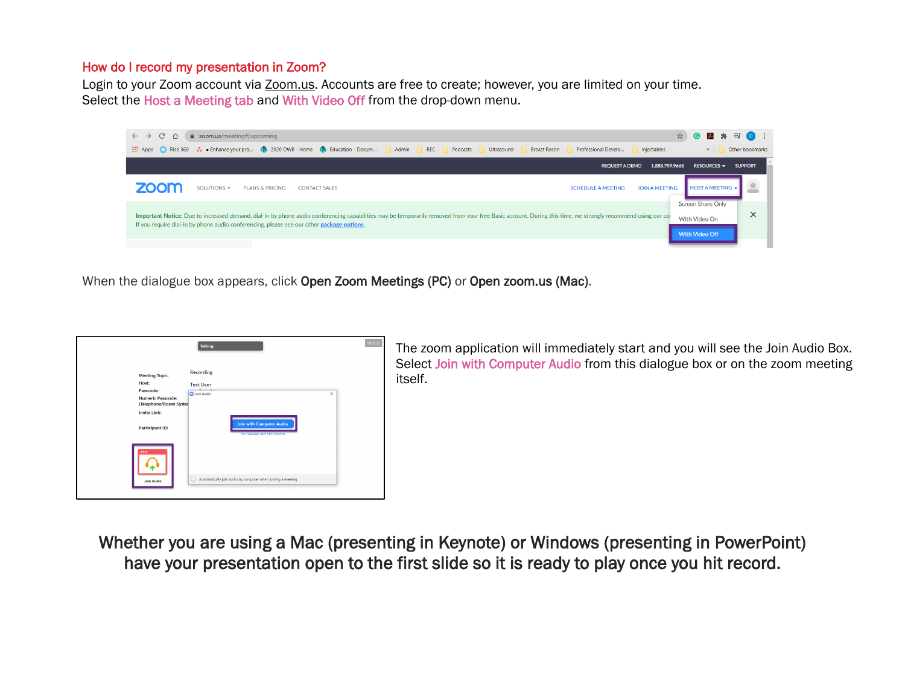## How do I record my presentation in Zoom?

Login to your Zoom account via Zoom.us. Accounts are free to create; however, you are limited on your time.
Select the Host a Meeting tab and With Video Off from the drop-down menu.

When the dialogue box appears, click **Open Zoom Meetings (PC)** or **Open zoom.us (Mac)**.

The zoom application will immediately start and you will see the Join Audio Box. Select Join with Computer Audio from this dialogue box or on the zoom meeting itself.

**Whether you are using a Mac (presenting in Keynote) or Windows (presenting in PowerPoint) have your presentation open to the first slide so it is ready to play once you hit record.**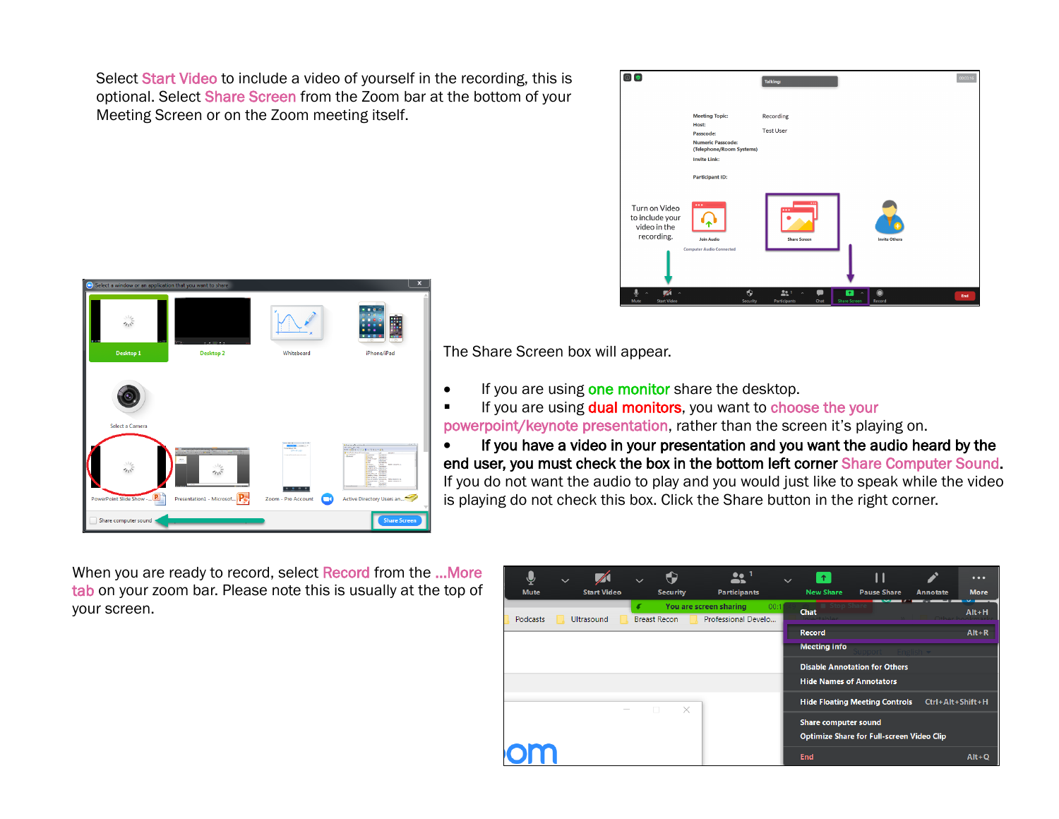Select Start Video to include a video of yourself in the recording, this is optional. Select Share Screen from the Zoom bar at the bottom of your Meeting Screen or on the Zoom meeting itself.

The Share Screen box will appear.

- If you are using one monitor share the desktop.
- If you are using dual monitors, you want to choose the your powerpoint/keynote presentation, rather than the screen it's playing on.
- **If you have a video in your presentation and you want the audio heard by the end user, you must check the box in the bottom left corner** Share Computer Sound. If you do not want the audio to play and you would just like to speak while the video is playing do not check this box. Click the Share button in the right corner.

When you are ready to record, select Record from the ...More tab on your zoom bar. Please note this is usually at the top of your screen.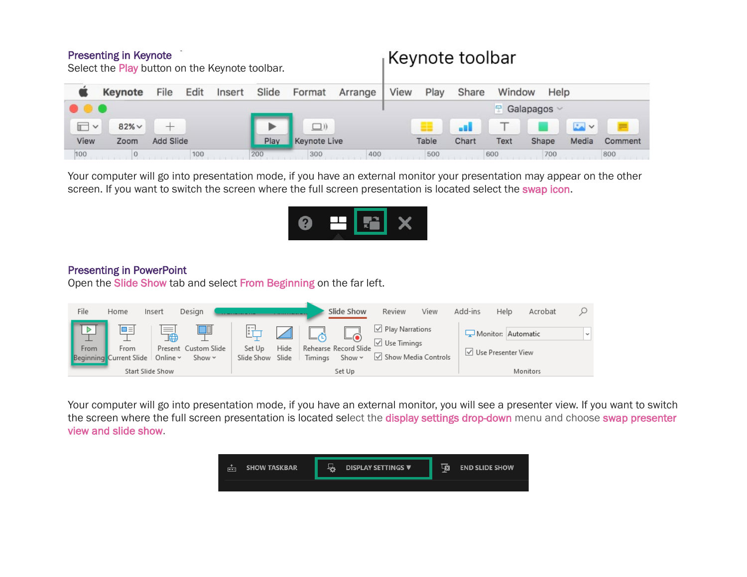## Presenting in Keynote

Select the Play button on the Keynote toolbar.

Your computer will go into presentation mode, if you have an external monitor your presentation may appear on the other screen. If you want to switch the screen where the full screen presentation is located select the swap icon.

## Presenting in PowerPoint

Open the Slide Show tab and select From Beginning on the far left.

Your computer will go into presentation mode, if you have an external monitor, you will see a presenter view. If you want to switch the screen where the full screen presentation is located select the display settings drop-down menu and choose swap presenter view and slide show.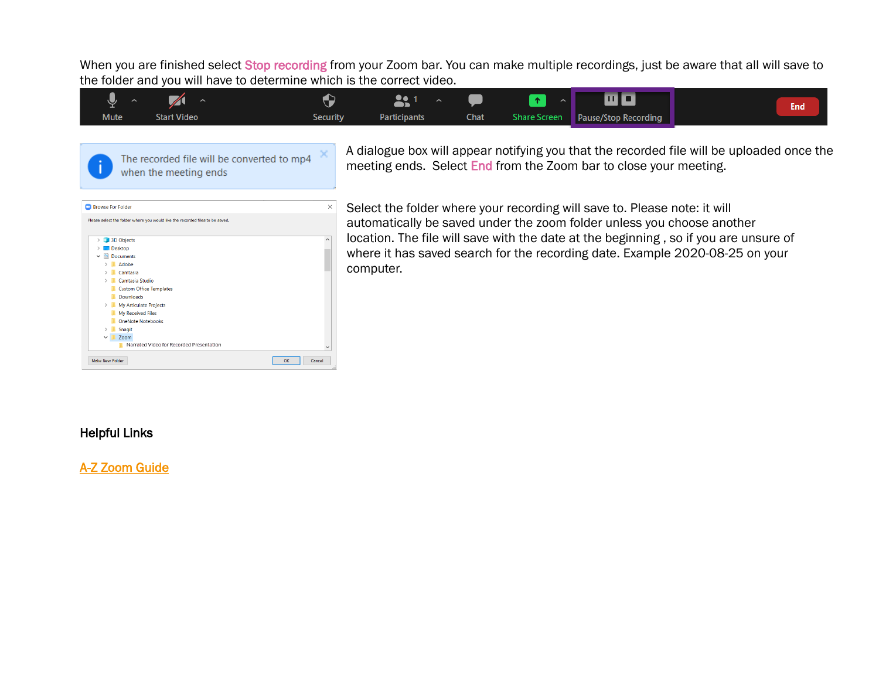When you are finished select Stop recording from your Zoom bar. You can make multiple recordings, just be aware that all will save to the folder and you will have to determine which is the correct video.

A dialogue box will appear notifying you that the recorded file will be uploaded once the meeting ends. Select End from the Zoom bar to close your meeting.

Select the folder where your recording will save to. Please note: it will automatically be saved under the zoom folder unless you choose another location. The file will save with the date at the beginning , so if you are unsure of where it has saved search for the recording date. Example 2020-08-25 on your computer.

**Helpful Links**

A-Z Zoom Guide